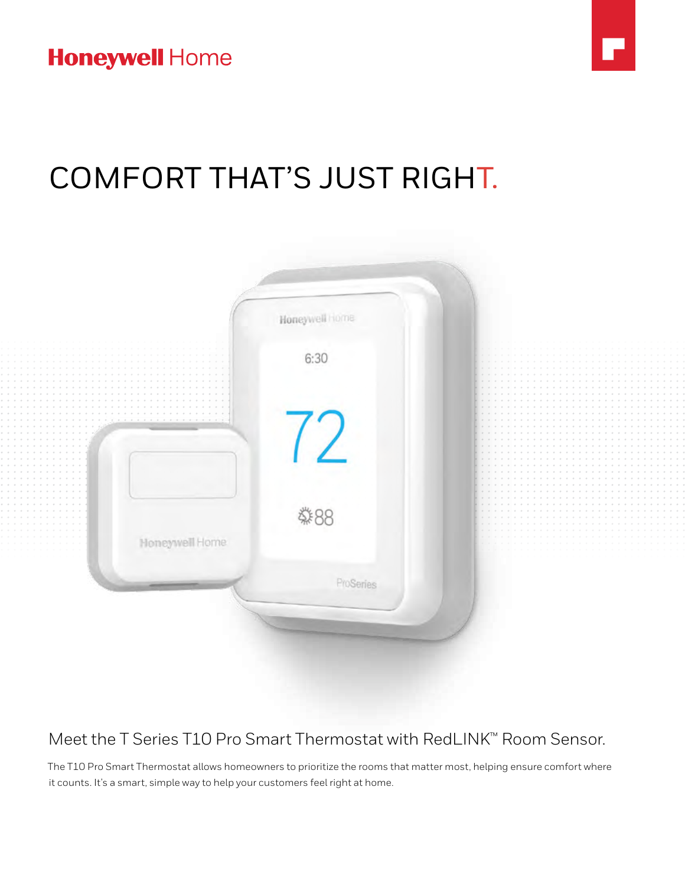**Honeywell** Home

# COMFORT THAT'S JUST RIGHT.

## Meet the T Series T10 Pro Smart Thermostat with RedLINK™ Room Sensor.

The T10 Pro Smart Thermostat allows homeowners to prioritize the rooms that matter most, helping ensure comfort where it counts. It's a smart, simple way to help your customers feel right at home.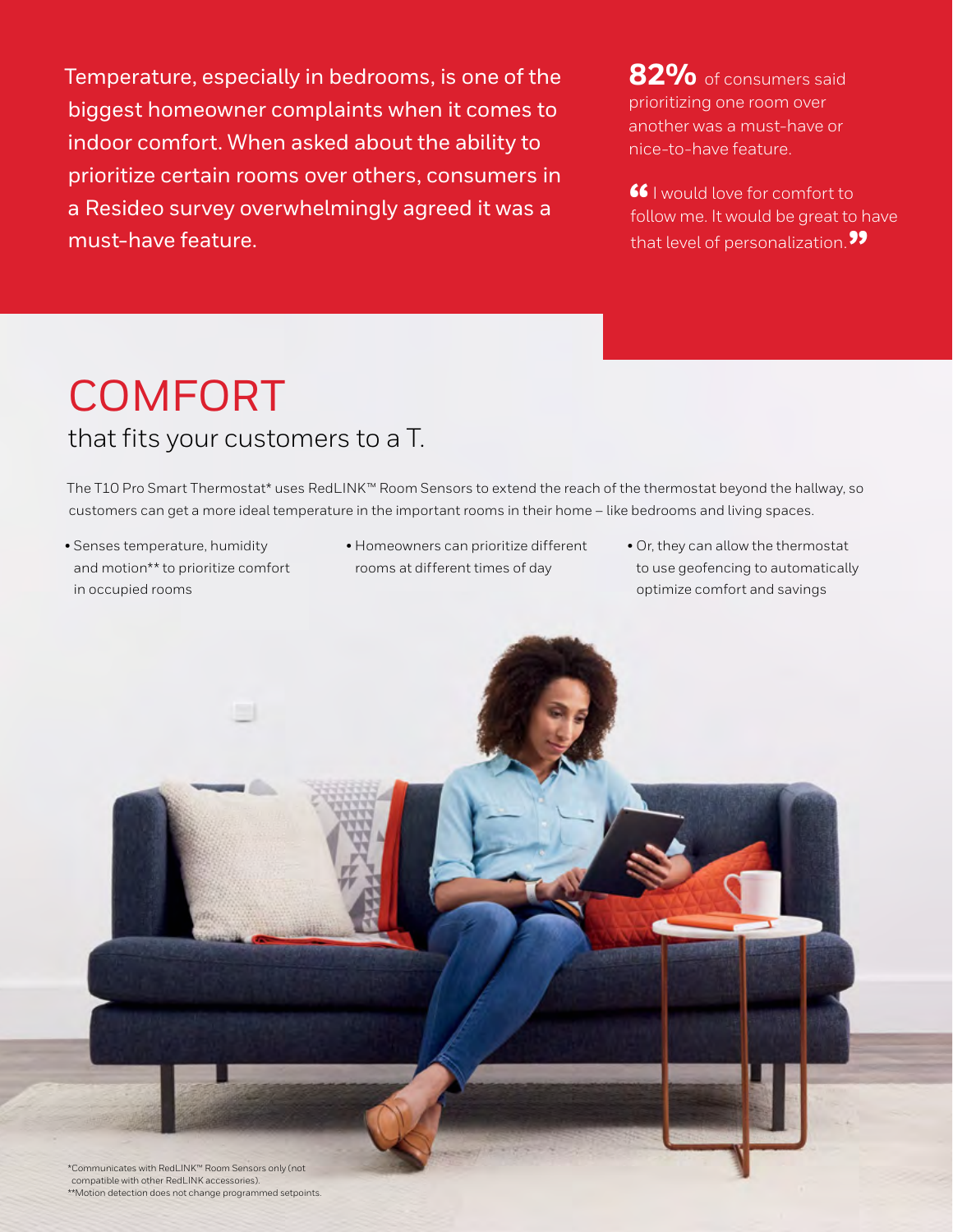Temperature, especially in bedrooms, is one of the biggest homeowner complaints when it comes to indoor comfort. When asked about the ability to prioritize certain rooms over others, consumers in a Resideo survey overwhelmingly agreed it was a must-have feature.

**82%** of consumers said prioritizing one room over another was a must-have or nice-to-have feature.

“I would love for comfort to follow me. It would be great to have that level of personalization.”

# COMFORT

## that fits your customers to a T.

The T10 Pro Smart Thermostat* uses RedLINK™ Room Sensors to extend the reach of the thermostat beyond the hallway, so customers can get a more ideal temperature in the important rooms in their home – like bedrooms and living spaces.

- Senses temperature, humidity and motion** to prioritize comfort in occupied rooms
- Homeowners can prioritize different rooms at different times of day
- Or, they can allow the thermostat to use geofencing to automatically optimize comfort and savings

*Communicates with RedLINK™ Room Sensors only (not compatible with other RedLINK accessories).
**Motion detection does not change programmed setpoints.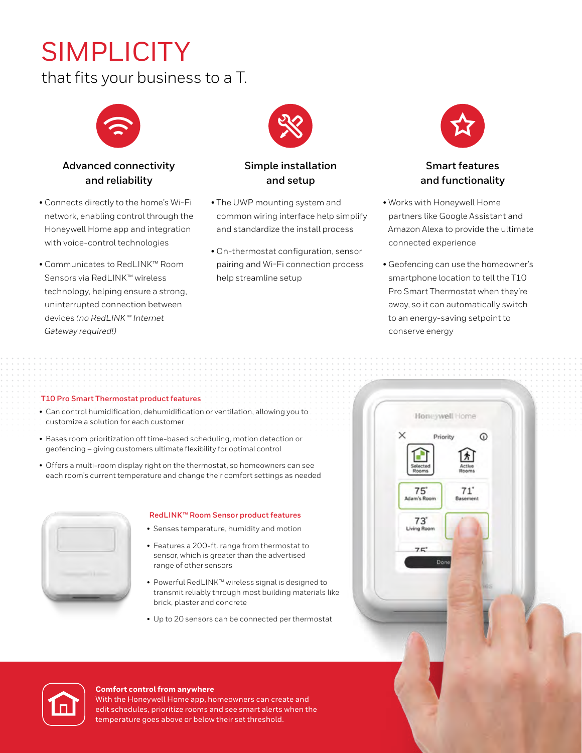# SIMPLICITY

that fits your business to a T.

### Advanced connectivity and reliability

- Connects directly to the home's Wi-Fi network, enabling control through the Honeywell Home app and integration with voice-control technologies
- Communicates to RedLINK™ Room Sensors via RedLINK™ wireless technology, helping ensure a strong, uninterrupted connection between devices *(no RedLINK™ Internet Gateway required!)*

### Simple installation and setup

- The UWP mounting system and common wiring interface help simplify and standardize the install process
- On-thermostat configuration, sensor pairing and Wi-Fi connection process help streamline setup

### Smart features and functionality

- Works with Honeywell Home partners like Google Assistant and Amazon Alexa to provide the ultimate connected experience
- Geofencing can use the homeowner's smartphone location to tell the T10 Pro Smart Thermostat when they're away, so it can automatically switch to an energy-saving setpoint to conserve energy

## T10 Pro Smart Thermostat product features

- Can control humidification, dehumidification or ventilation, allowing you to customize a solution for each customer
- Bases room prioritization off time-based scheduling, motion detection or geofencing – giving customers ultimate flexibility for optimal control
- Offers a multi-room display right on the thermostat, so homeowners can see each room's current temperature and change their comfort settings as needed

## RedLINK™ Room Sensor product features

- Senses temperature, humidity and motion
- Features a 200-ft. range from thermostat to sensor, which is greater than the advertised range of other sensors
- Powerful RedLINK™ wireless signal is designed to transmit reliably through most building materials like brick, plaster and concrete
- Up to 20 sensors can be connected per thermostat

**Comfort control from anywhere**

With the Honeywell Home app, homeowners can create and edit schedules, prioritize rooms and see smart alerts when the temperature goes above or below their set threshold.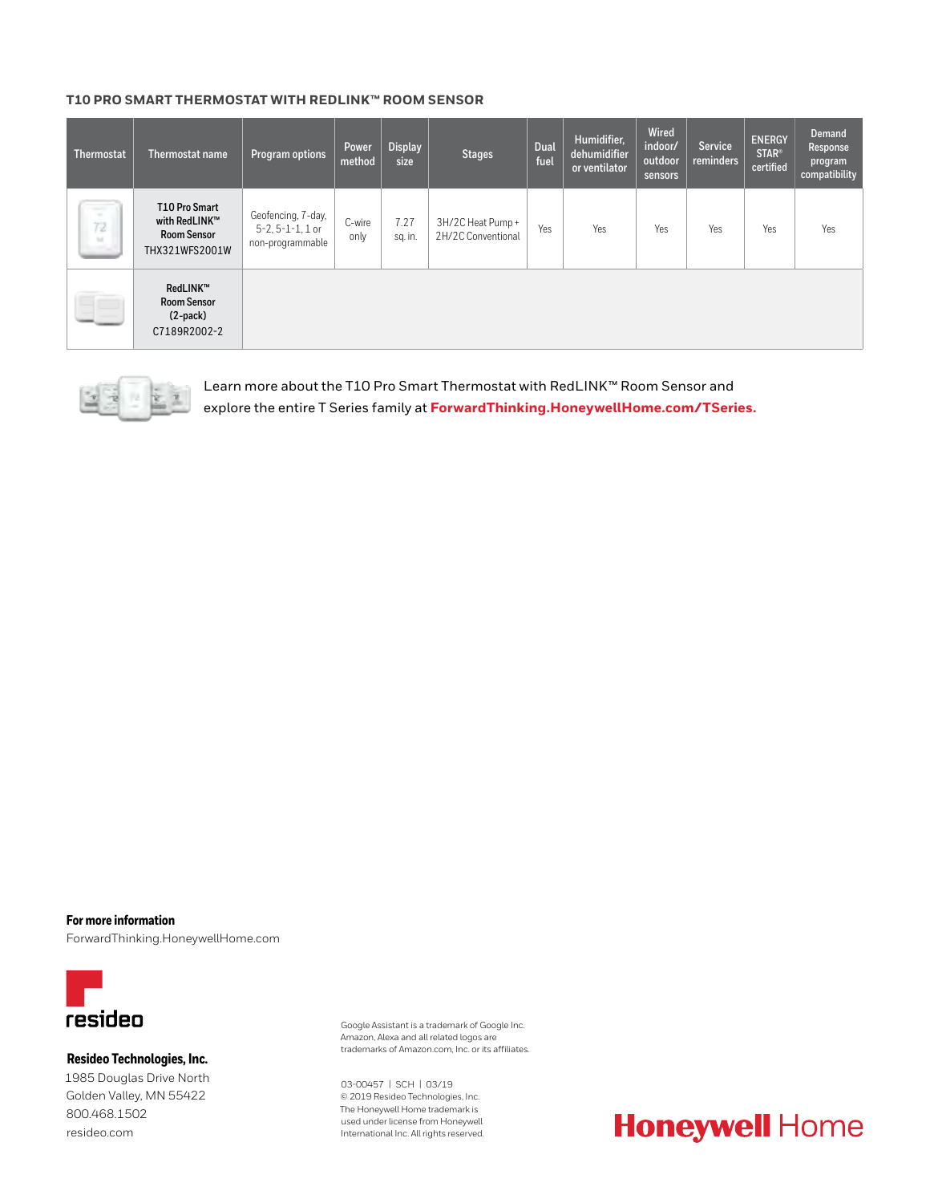### T10 PRO SMART THERMOSTAT WITH REDLINK™ ROOM SENSOR

| Thermostat | Thermostat name | Program options | Power method | Display size | Stages | Dual fuel | Humidifier, dehumidifier or ventilator | Wired indoor/ outdoor sensors | Service reminders | ENERGY STAR® certified | Demand Response program compatibility |
|---|---|---|---|---|---|---|---|---|---|---|---|
| | T10 Pro Smart with RedLINK™ Room Sensor THX321WFS2001W | Geofencing, 7-day, 5-2, 5-1-1, 1 or non-programmable | C-wire only | 7.27 sq. in. | 3H/2C Heat Pump + 2H/2C Conventional | Yes | Yes | Yes | Yes | Yes | Yes |
| | RedLINK™ Room Sensor (2-pack) C7189R2002-2 | | | | | | | | | | |

Learn more about the T10 Pro Smart Thermostat with RedLINK™ Room Sensor and explore the entire T Series family at **ForwardThinking.HoneywellHome.com/TSeries.**

**For more information**
ForwardThinking.HoneywellHome.com

resideo

**Resideo Technologies, Inc.**
1985 Douglas Drive North
Golden Valley, MN 55422
800.468.1502
resideo.com

Google Assistant is a trademark of Google Inc. Amazon, Alexa and all related logos are trademarks of Amazon.com, Inc. or its affiliates.

03-00457 | SCH | 03/19
© 2019 Resideo Technologies, Inc.
The Honeywell Home trademark is used under license from Honeywell International Inc. All rights reserved.

Honeywell Home